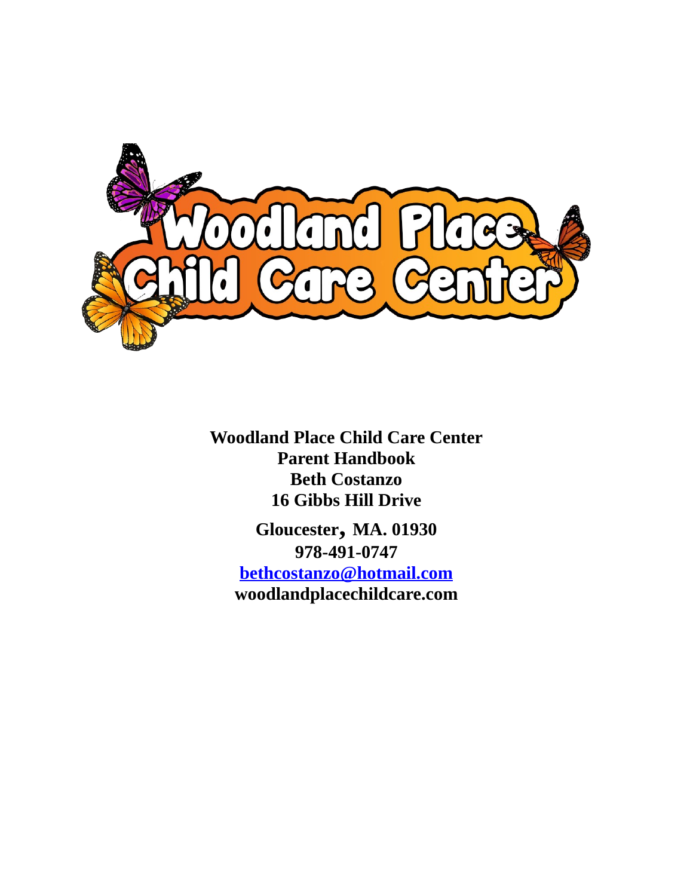**Woodland Place Child Care Center**
**Parent Handbook**
**Beth Costanzo**
**16 Gibbs Hill Drive**

**Gloucester, MA. 01930**
**978-491-0747**
**[bethcostanzo@hotmail.com](mailto:bethcostanzo@hotmail.com)**
**woodlandplacechildcare.com**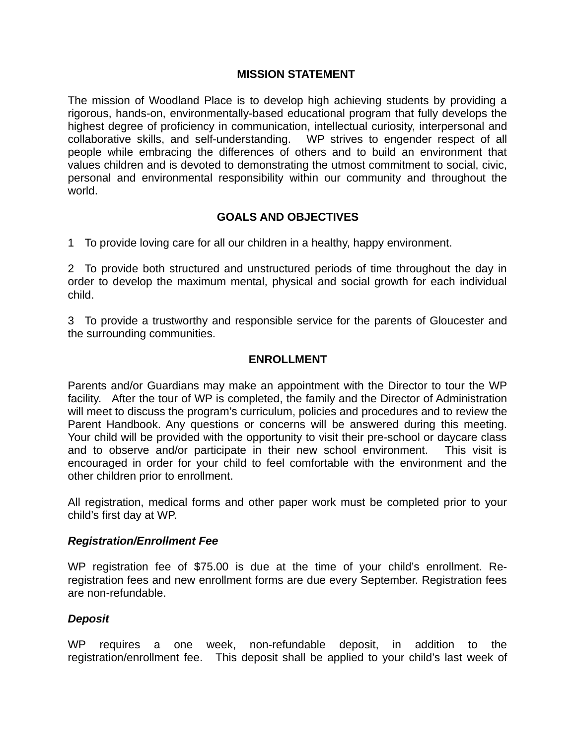## MISSION STATEMENT

The mission of Woodland Place is to develop high achieving students by providing a rigorous, hands-on, environmentally-based educational program that fully develops the highest degree of proficiency in communication, intellectual curiosity, interpersonal and collaborative skills, and self-understanding. WP strives to engender respect of all people while embracing the differences of others and to build an environment that values children and is devoted to demonstrating the utmost commitment to social, civic, personal and environmental responsibility within our community and throughout the world.

## GOALS AND OBJECTIVES

1 To provide loving care for all our children in a healthy, happy environment.

2 To provide both structured and unstructured periods of time throughout the day in order to develop the maximum mental, physical and social growth for each individual child.

3 To provide a trustworthy and responsible service for the parents of Gloucester and the surrounding communities.

## ENROLLMENT

Parents and/or Guardians may make an appointment with the Director to tour the WP facility. After the tour of WP is completed, the family and the Director of Administration will meet to discuss the program's curriculum, policies and procedures and to review the Parent Handbook. Any questions or concerns will be answered during this meeting. Your child will be provided with the opportunity to visit their pre-school or daycare class and to observe and/or participate in their new school environment. This visit is encouraged in order for your child to feel comfortable with the environment and the other children prior to enrollment.

All registration, medical forms and other paper work must be completed prior to your child's first day at WP.

### *Registration/Enrollment Fee*

WP registration fee of $75.00 is due at the time of your child's enrollment. Re-registration fees and new enrollment forms are due every September. Registration fees are non-refundable.

### *Deposit*

WP requires a one week, non-refundable deposit, in addition to the registration/enrollment fee. This deposit shall be applied to your child's last week of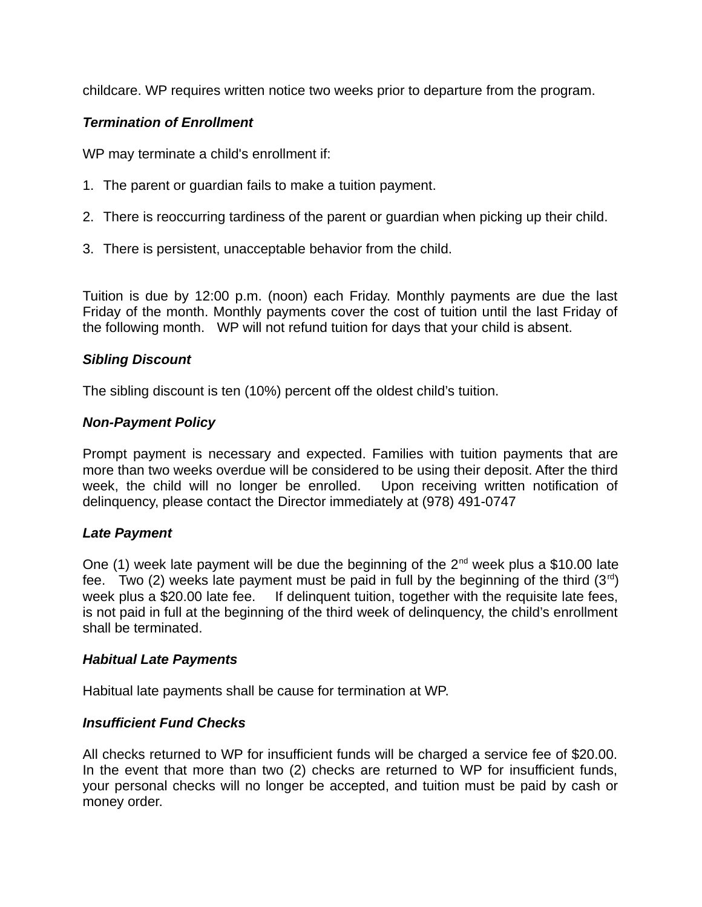childcare. WP requires written notice two weeks prior to departure from the program.

***Termination of Enrollment***

WP may terminate a child's enrollment if:

1. The parent or guardian fails to make a tuition payment.
2. There is reoccurring tardiness of the parent or guardian when picking up their child.
3. There is persistent, unacceptable behavior from the child.

Tuition is due by 12:00 p.m. (noon) each Friday. Monthly payments are due the last Friday of the month. Monthly payments cover the cost of tuition until the last Friday of the following month. WP will not refund tuition for days that your child is absent.

***Sibling Discount***

The sibling discount is ten (10%) percent off the oldest child's tuition.

***Non-Payment Policy***

Prompt payment is necessary and expected. Families with tuition payments that are more than two weeks overdue will be considered to be using their deposit. After the third week, the child will no longer be enrolled. Upon receiving written notification of delinquency, please contact the Director immediately at (978) 491-0747

***Late Payment***

One (1) week late payment will be due the beginning of the 2nd week plus a $10.00 late fee. Two (2) weeks late payment must be paid in full by the beginning of the third (3rd) week plus a $20.00 late fee. If delinquent tuition, together with the requisite late fees, is not paid in full at the beginning of the third week of delinquency, the child's enrollment shall be terminated.

***Habitual Late Payments***

Habitual late payments shall be cause for termination at WP.

***Insufficient Fund Checks***

All checks returned to WP for insufficient funds will be charged a service fee of $20.00. In the event that more than two (2) checks are returned to WP for insufficient funds, your personal checks will no longer be accepted, and tuition must be paid by cash or money order.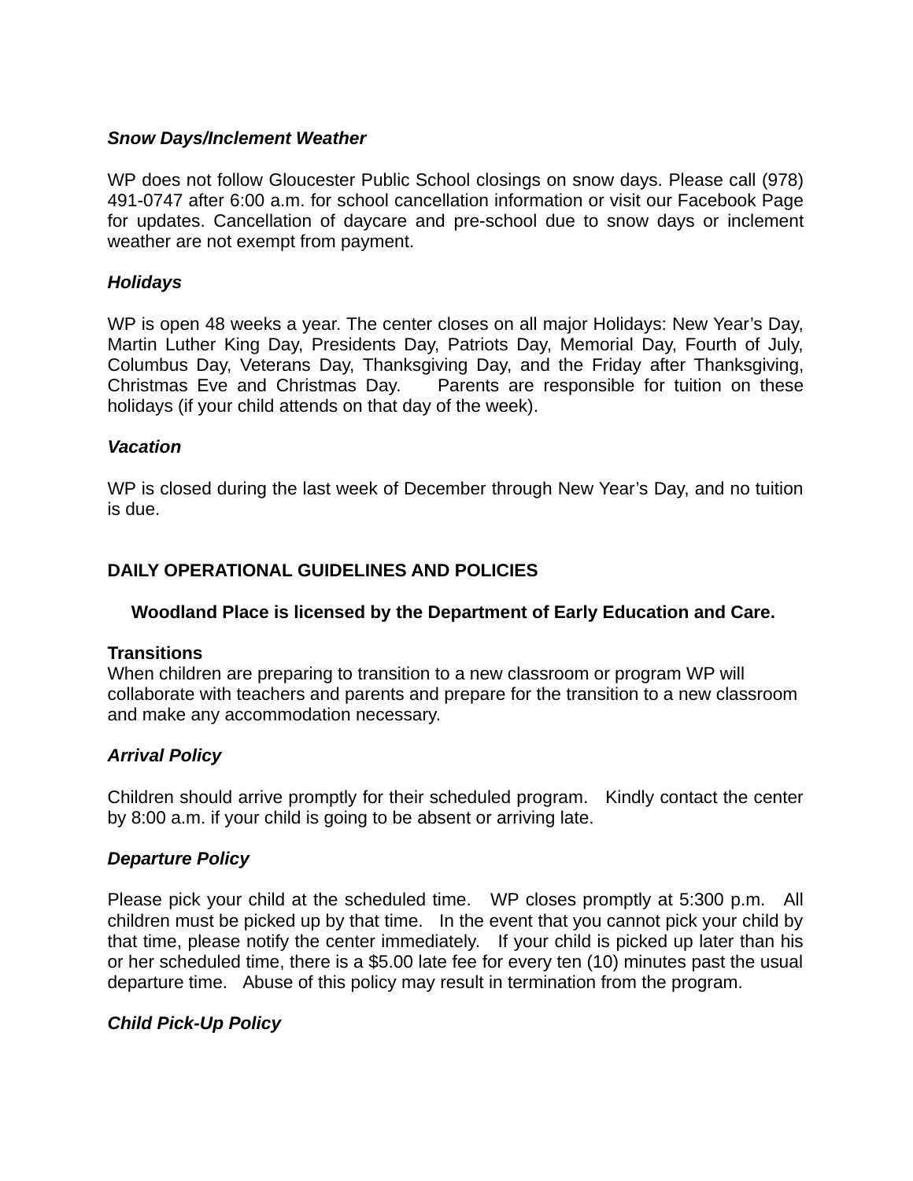### *Snow Days/Inclement Weather*

WP does not follow Gloucester Public School closings on snow days. Please call (978) 491-0747 after 6:00 a.m. for school cancellation information or visit our Facebook Page for updates. Cancellation of daycare and pre-school due to snow days or inclement weather are not exempt from payment.

### *Holidays*

WP is open 48 weeks a year. The center closes on all major Holidays: New Year's Day, Martin Luther King Day, Presidents Day, Patriots Day, Memorial Day, Fourth of July, Columbus Day, Veterans Day, Thanksgiving Day, and the Friday after Thanksgiving, Christmas Eve and Christmas Day. Parents are responsible for tuition on these holidays (if your child attends on that day of the week).

### *Vacation*

WP is closed during the last week of December through New Year's Day, and no tuition is due.

## DAILY OPERATIONAL GUIDELINES AND POLICIES

**Woodland Place is licensed by the Department of Early Education and Care.**

### Transitions

When children are preparing to transition to a new classroom or program WP will collaborate with teachers and parents and prepare for the transition to a new classroom and make any accommodation necessary.

### *Arrival Policy*

Children should arrive promptly for their scheduled program. Kindly contact the center by 8:00 a.m. if your child is going to be absent or arriving late.

### *Departure Policy*

Please pick your child at the scheduled time. WP closes promptly at 5:300 p.m. All children must be picked up by that time. In the event that you cannot pick your child by that time, please notify the center immediately. If your child is picked up later than his or her scheduled time, there is a $5.00 late fee for every ten (10) minutes past the usual departure time. Abuse of this policy may result in termination from the program.

### *Child Pick-Up Policy*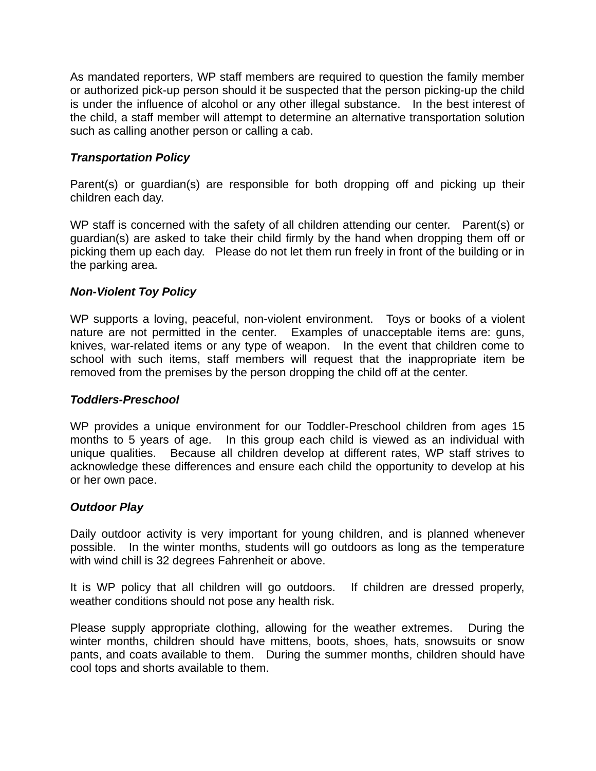As mandated reporters, WP staff members are required to question the family member or authorized pick-up person should it be suspected that the person picking-up the child is under the influence of alcohol or any other illegal substance. In the best interest of the child, a staff member will attempt to determine an alternative transportation solution such as calling another person or calling a cab.

***Transportation Policy***

Parent(s) or guardian(s) are responsible for both dropping off and picking up their children each day.

WP staff is concerned with the safety of all children attending our center. Parent(s) or guardian(s) are asked to take their child firmly by the hand when dropping them off or picking them up each day. Please do not let them run freely in front of the building or in the parking area.

***Non-Violent Toy Policy***

WP supports a loving, peaceful, non-violent environment. Toys or books of a violent nature are not permitted in the center. Examples of unacceptable items are: guns, knives, war-related items or any type of weapon. In the event that children come to school with such items, staff members will request that the inappropriate item be removed from the premises by the person dropping the child off at the center.

***Toddlers-Preschool***

WP provides a unique environment for our Toddler-Preschool children from ages 15 months to 5 years of age. In this group each child is viewed as an individual with unique qualities. Because all children develop at different rates, WP staff strives to acknowledge these differences and ensure each child the opportunity to develop at his or her own pace.

***Outdoor Play***

Daily outdoor activity is very important for young children, and is planned whenever possible. In the winter months, students will go outdoors as long as the temperature with wind chill is 32 degrees Fahrenheit or above.

It is WP policy that all children will go outdoors. If children are dressed properly, weather conditions should not pose any health risk.

Please supply appropriate clothing, allowing for the weather extremes. During the winter months, children should have mittens, boots, shoes, hats, snowsuits or snow pants, and coats available to them. During the summer months, children should have cool tops and shorts available to them.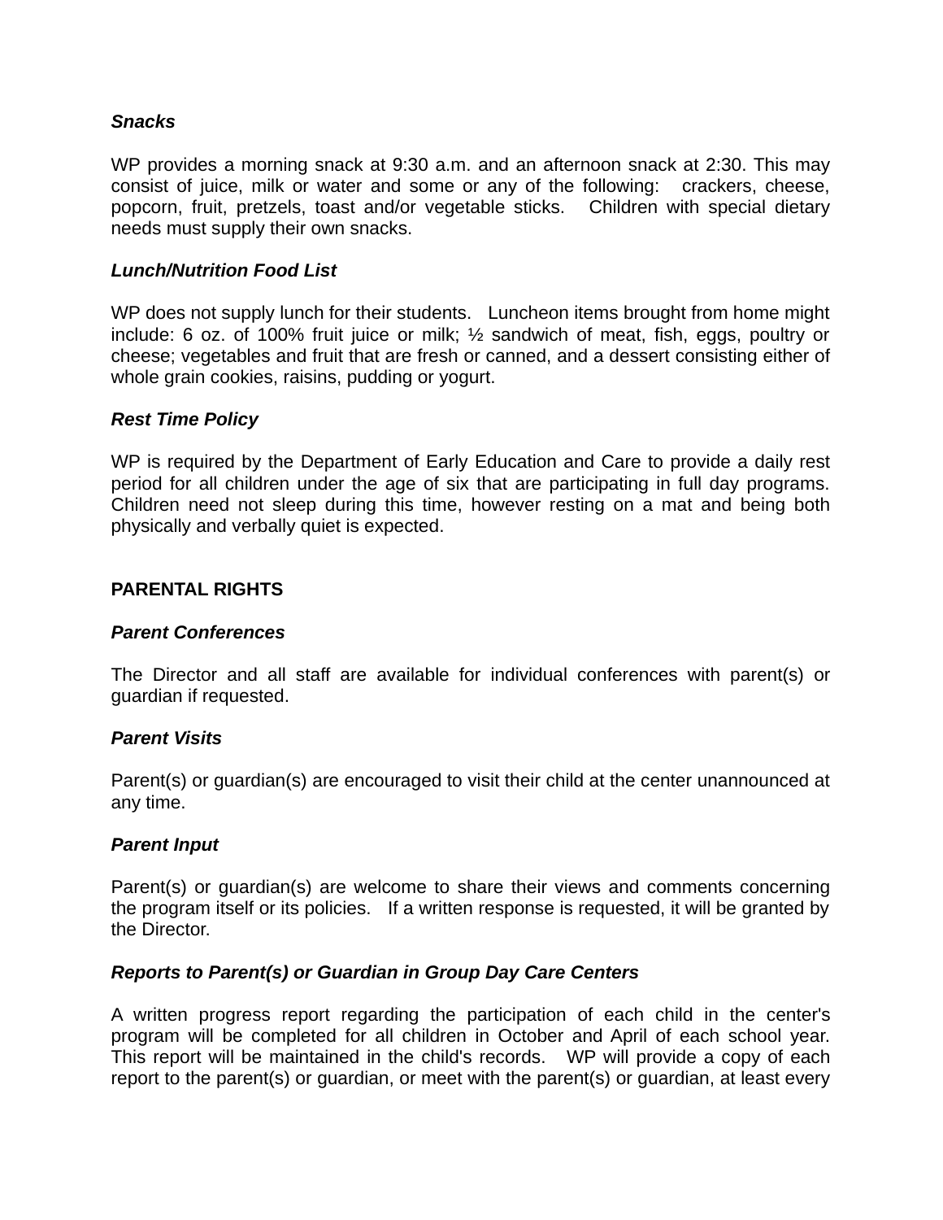### *Snacks*

WP provides a morning snack at 9:30 a.m. and an afternoon snack at 2:30. This may consist of juice, milk or water and some or any of the following: crackers, cheese, popcorn, fruit, pretzels, toast and/or vegetable sticks. Children with special dietary needs must supply their own snacks.

### *Lunch/Nutrition Food List*

WP does not supply lunch for their students. Luncheon items brought from home might include: 6 oz. of 100% fruit juice or milk; ½ sandwich of meat, fish, eggs, poultry or cheese; vegetables and fruit that are fresh or canned, and a dessert consisting either of whole grain cookies, raisins, pudding or yogurt.

### *Rest Time Policy*

WP is required by the Department of Early Education and Care to provide a daily rest period for all children under the age of six that are participating in full day programs. Children need not sleep during this time, however resting on a mat and being both physically and verbally quiet is expected.

## PARENTAL RIGHTS

### *Parent Conferences*

The Director and all staff are available for individual conferences with parent(s) or guardian if requested.

### *Parent Visits*

Parent(s) or guardian(s) are encouraged to visit their child at the center unannounced at any time.

### *Parent Input*

Parent(s) or guardian(s) are welcome to share their views and comments concerning the program itself or its policies. If a written response is requested, it will be granted by the Director.

### *Reports to Parent(s) or Guardian in Group Day Care Centers*

A written progress report regarding the participation of each child in the center's program will be completed for all children in October and April of each school year. This report will be maintained in the child's records. WP will provide a copy of each report to the parent(s) or guardian, or meet with the parent(s) or guardian, at least every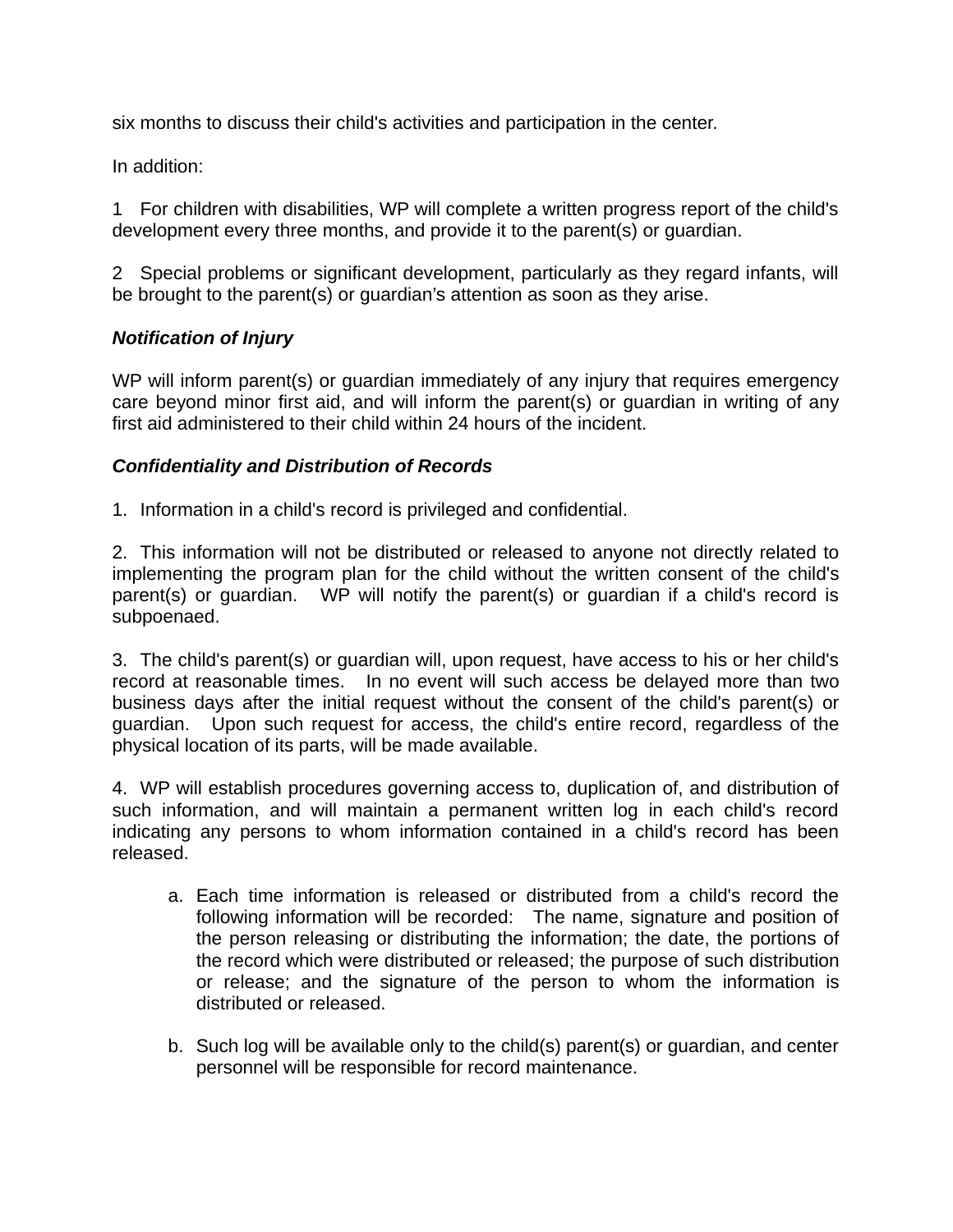six months to discuss their child's activities and participation in the center.

In addition:

1 For children with disabilities, WP will complete a written progress report of the child's development every three months, and provide it to the parent(s) or guardian.

2 Special problems or significant development, particularly as they regard infants, will be brought to the parent(s) or guardian's attention as soon as they arise.

***Notification of Injury***

WP will inform parent(s) or guardian immediately of any injury that requires emergency care beyond minor first aid, and will inform the parent(s) or guardian in writing of any first aid administered to their child within 24 hours of the incident.

***Confidentiality and Distribution of Records***

1. Information in a child's record is privileged and confidential.

2. This information will not be distributed or released to anyone not directly related to implementing the program plan for the child without the written consent of the child's parent(s) or guardian. WP will notify the parent(s) or guardian if a child's record is subpoenaed.

3. The child's parent(s) or guardian will, upon request, have access to his or her child's record at reasonable times. In no event will such access be delayed more than two business days after the initial request without the consent of the child's parent(s) or guardian. Upon such request for access, the child's entire record, regardless of the physical location of its parts, will be made available.

4. WP will establish procedures governing access to, duplication of, and distribution of such information, and will maintain a permanent written log in each child's record indicating any persons to whom information contained in a child's record has been released.

   a. Each time information is released or distributed from a child's record the following information will be recorded: The name, signature and position of the person releasing or distributing the information; the date, the portions of the record which were distributed or released; the purpose of such distribution or release; and the signature of the person to whom the information is distributed or released.

   b. Such log will be available only to the child(s) parent(s) or guardian, and center personnel will be responsible for record maintenance.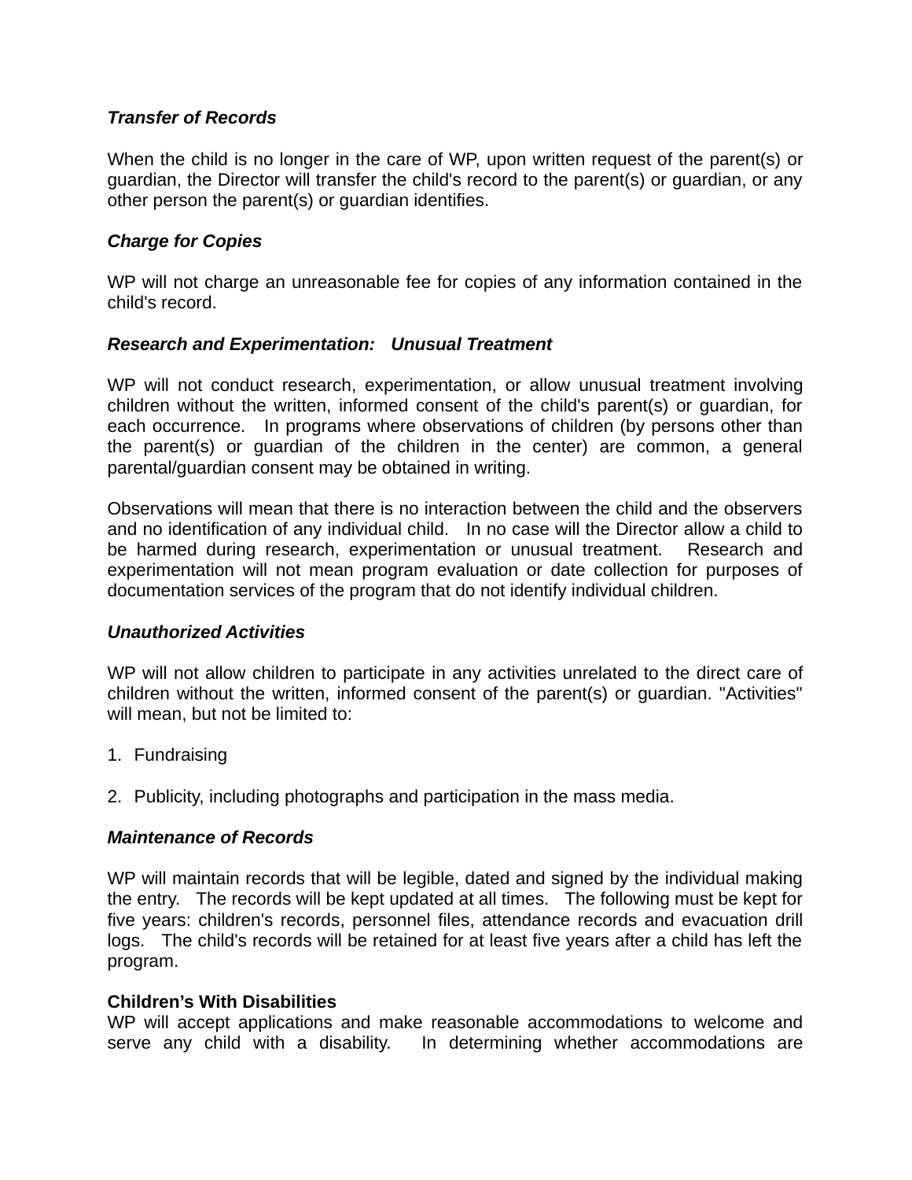***Transfer of Records***

When the child is no longer in the care of WP, upon written request of the parent(s) or guardian, the Director will transfer the child's record to the parent(s) or guardian, or any other person the parent(s) or guardian identifies.

***Charge for Copies***

WP will not charge an unreasonable fee for copies of any information contained in the child's record.

***Research and Experimentation: Unusual Treatment***

WP will not conduct research, experimentation, or allow unusual treatment involving children without the written, informed consent of the child's parent(s) or guardian, for each occurrence. In programs where observations of children (by persons other than the parent(s) or guardian of the children in the center) are common, a general parental/guardian consent may be obtained in writing.

Observations will mean that there is no interaction between the child and the observers and no identification of any individual child. In no case will the Director allow a child to be harmed during research, experimentation or unusual treatment. Research and experimentation will not mean program evaluation or date collection for purposes of documentation services of the program that do not identify individual children.

***Unauthorized Activities***

WP will not allow children to participate in any activities unrelated to the direct care of children without the written, informed consent of the parent(s) or guardian. "Activities" will mean, but not be limited to:

1. Fundraising
2. Publicity, including photographs and participation in the mass media.

***Maintenance of Records***

WP will maintain records that will be legible, dated and signed by the individual making the entry. The records will be kept updated at all times. The following must be kept for five years: children's records, personnel files, attendance records and evacuation drill logs. The child's records will be retained for at least five years after a child has left the program.

**Children's With Disabilities**

WP will accept applications and make reasonable accommodations to welcome and serve any child with a disability. In determining whether accommodations are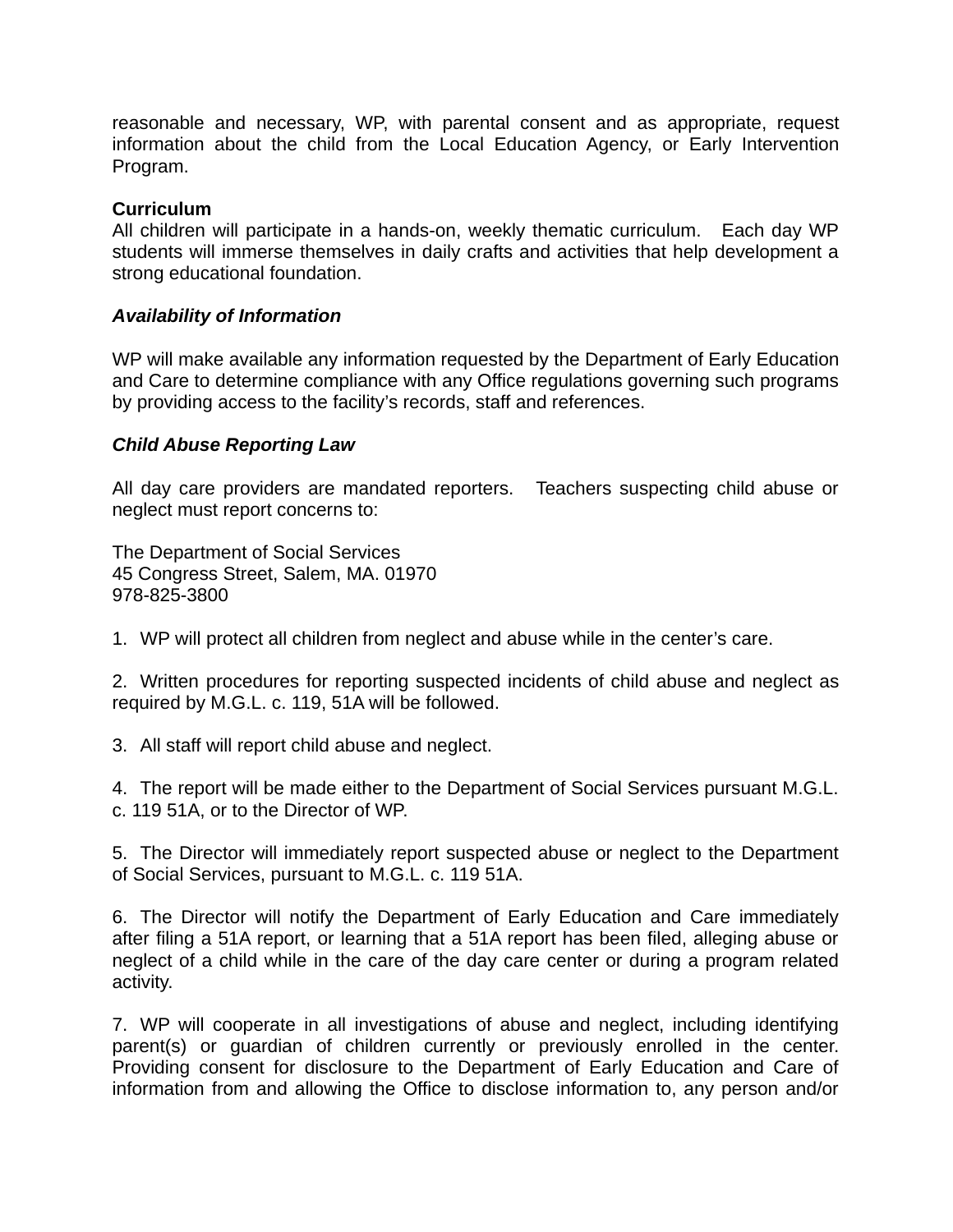reasonable and necessary, WP, with parental consent and as appropriate, request information about the child from the Local Education Agency, or Early Intervention Program.

**Curriculum**
All children will participate in a hands-on, weekly thematic curriculum. Each day WP students will immerse themselves in daily crafts and activities that help development a strong educational foundation.

***Availability of Information***

WP will make available any information requested by the Department of Early Education and Care to determine compliance with any Office regulations governing such programs by providing access to the facility's records, staff and references.

***Child Abuse Reporting Law***

All day care providers are mandated reporters. Teachers suspecting child abuse or neglect must report concerns to:

The Department of Social Services
45 Congress Street, Salem, MA. 01970
978-825-3800

1. WP will protect all children from neglect and abuse while in the center's care.

2. Written procedures for reporting suspected incidents of child abuse and neglect as required by M.G.L. c. 119, 51A will be followed.

3. All staff will report child abuse and neglect.

4. The report will be made either to the Department of Social Services pursuant M.G.L. c. 119 51A, or to the Director of WP.

5. The Director will immediately report suspected abuse or neglect to the Department of Social Services, pursuant to M.G.L. c. 119 51A.

6. The Director will notify the Department of Early Education and Care immediately after filing a 51A report, or learning that a 51A report has been filed, alleging abuse or neglect of a child while in the care of the day care center or during a program related activity.

7. WP will cooperate in all investigations of abuse and neglect, including identifying parent(s) or guardian of children currently or previously enrolled in the center. Providing consent for disclosure to the Department of Early Education and Care of information from and allowing the Office to disclose information to, any person and/or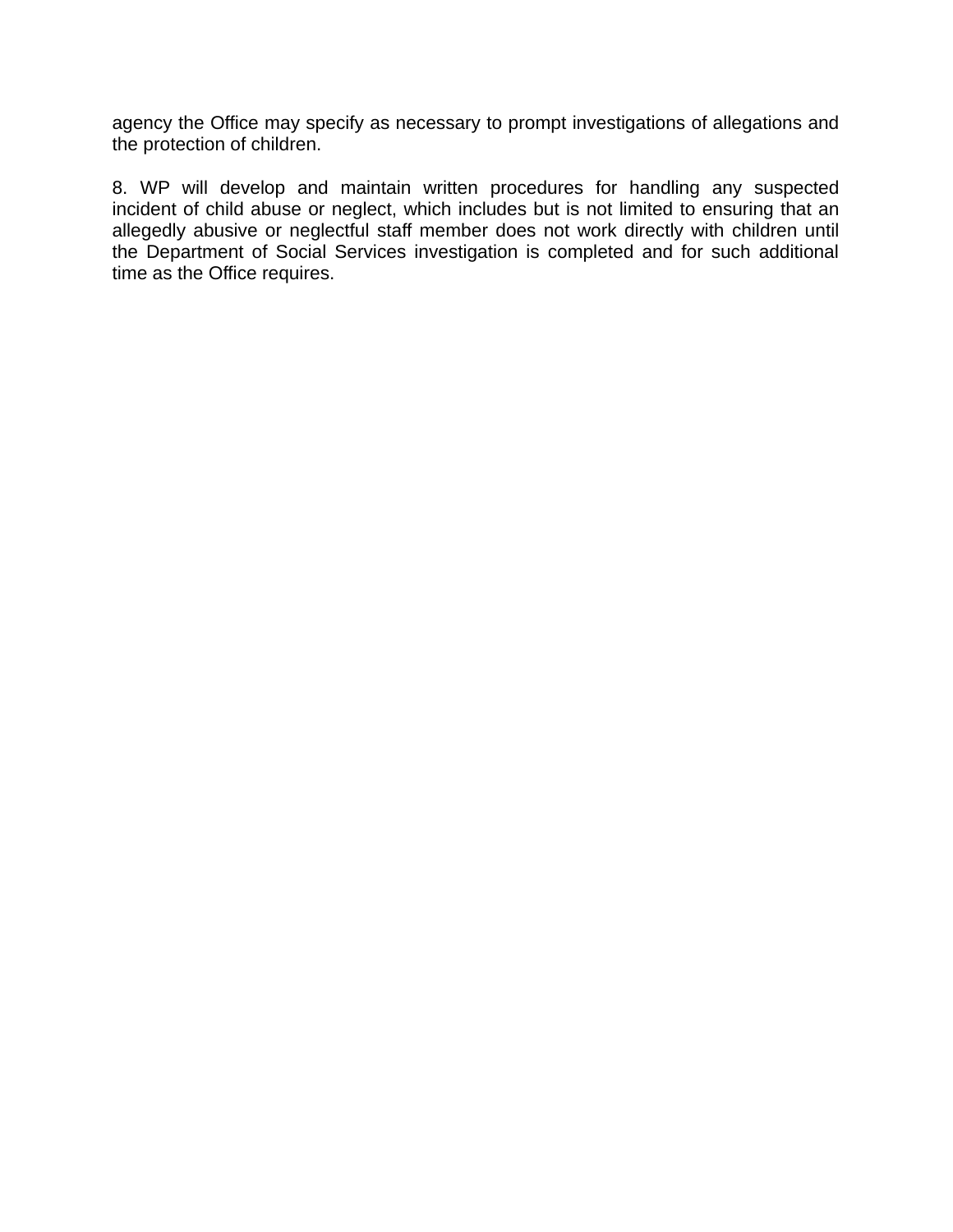agency the Office may specify as necessary to prompt investigations of allegations and the protection of children.

8. WP will develop and maintain written procedures for handling any suspected incident of child abuse or neglect, which includes but is not limited to ensuring that an allegedly abusive or neglectful staff member does not work directly with children until the Department of Social Services investigation is completed and for such additional time as the Office requires.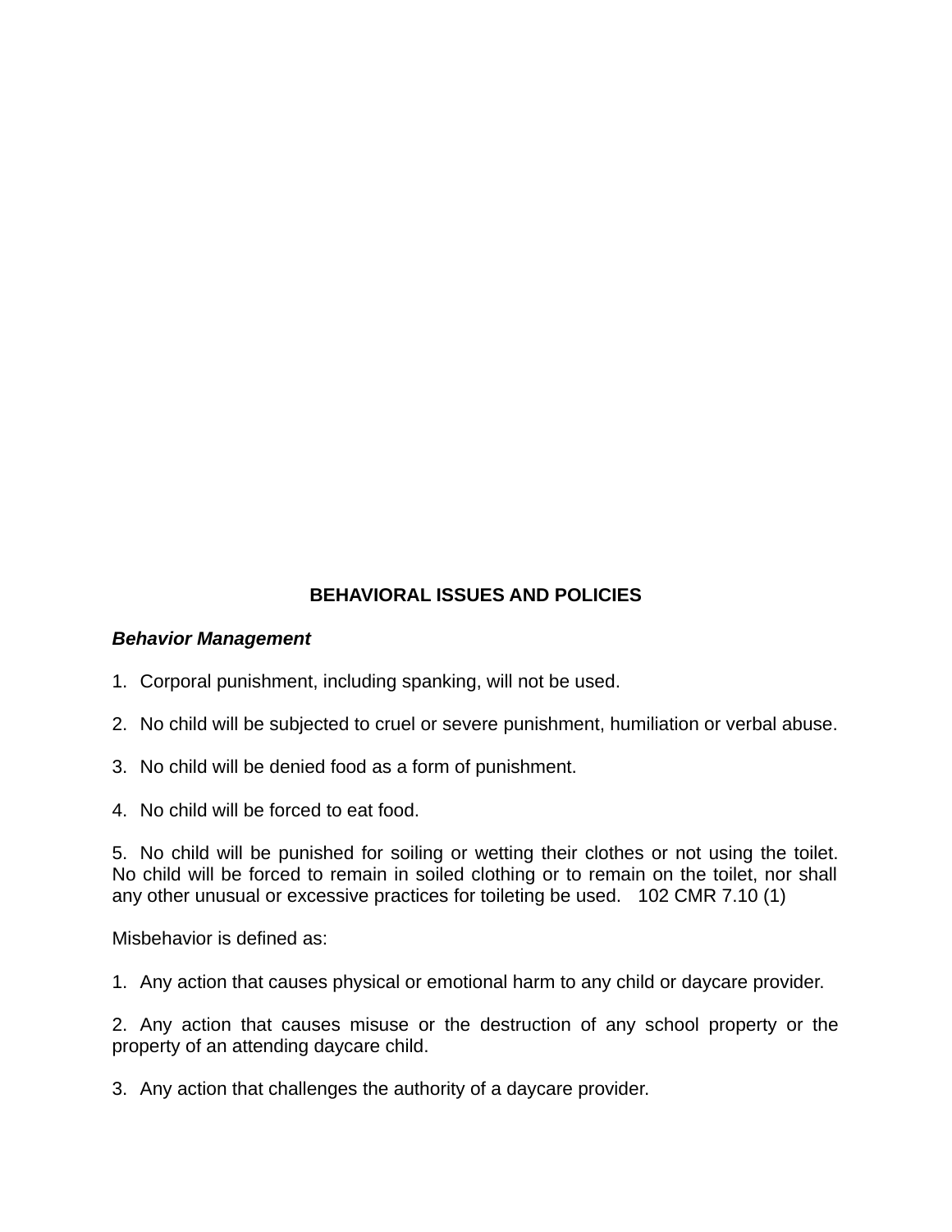## BEHAVIORAL ISSUES AND POLICIES

***Behavior Management***

1. Corporal punishment, including spanking, will not be used.

2. No child will be subjected to cruel or severe punishment, humiliation or verbal abuse.

3. No child will be denied food as a form of punishment.

4. No child will be forced to eat food.

5. No child will be punished for soiling or wetting their clothes or not using the toilet. No child will be forced to remain in soiled clothing or to remain on the toilet, nor shall any other unusual or excessive practices for toileting be used. 102 CMR 7.10 (1)

Misbehavior is defined as:

1. Any action that causes physical or emotional harm to any child or daycare provider.

2. Any action that causes misuse or the destruction of any school property or the property of an attending daycare child.

3. Any action that challenges the authority of a daycare provider.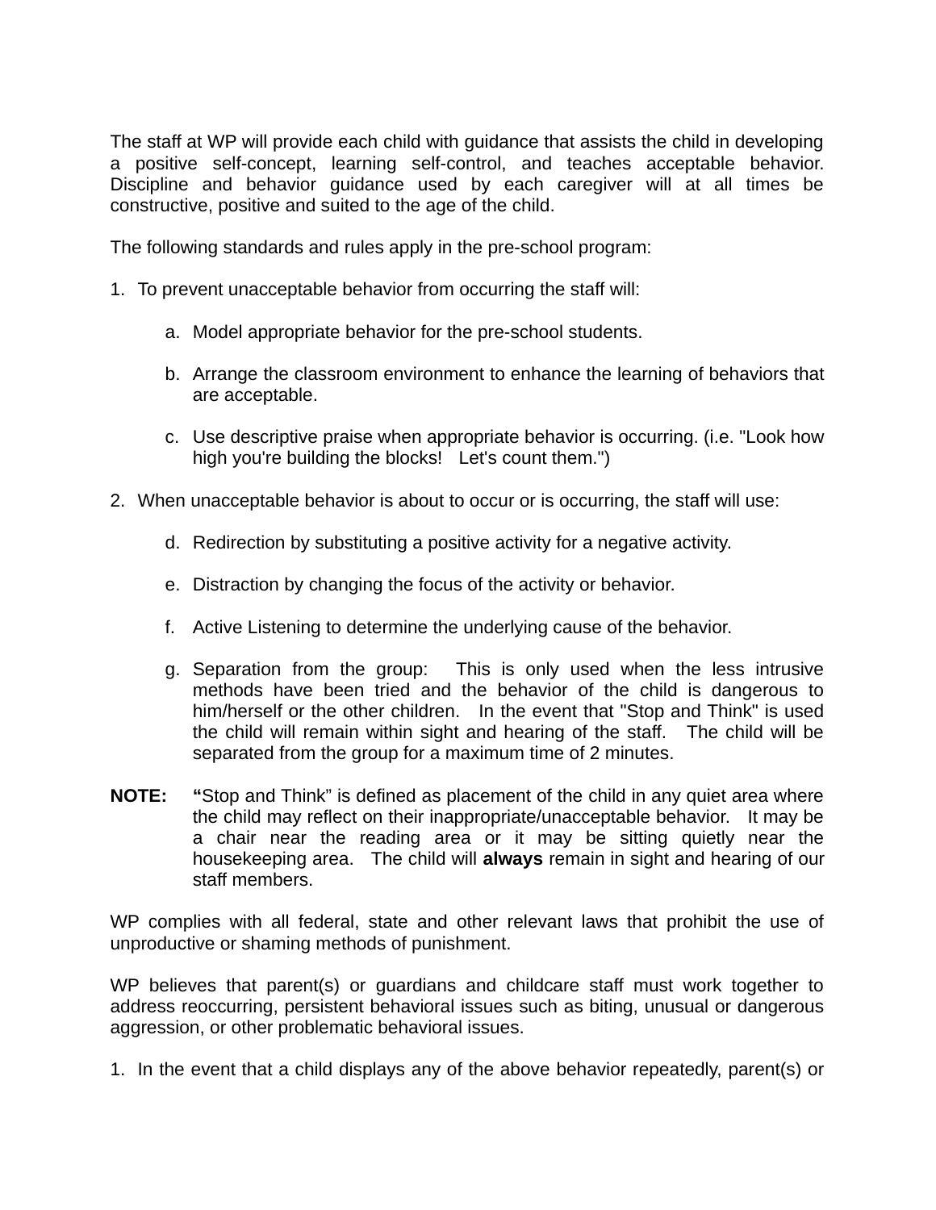The staff at WP will provide each child with guidance that assists the child in developing a positive self-concept, learning self-control, and teaches acceptable behavior. Discipline and behavior guidance used by each caregiver will at all times be constructive, positive and suited to the age of the child.

The following standards and rules apply in the pre-school program:

1. To prevent unacceptable behavior from occurring the staff will:

    a. Model appropriate behavior for the pre-school students.

    b. Arrange the classroom environment to enhance the learning of behaviors that are acceptable.

    c. Use descriptive praise when appropriate behavior is occurring. (i.e. "Look how high you're building the blocks! Let's count them.")

2. When unacceptable behavior is about to occur or is occurring, the staff will use:

    d. Redirection by substituting a positive activity for a negative activity.

    e. Distraction by changing the focus of the activity or behavior.

    f. Active Listening to determine the underlying cause of the behavior.

    g. Separation from the group: This is only used when the less intrusive methods have been tried and the behavior of the child is dangerous to him/herself or the other children. In the event that "Stop and Think" is used the child will remain within sight and hearing of the staff. The child will be separated from the group for a maximum time of 2 minutes.

**NOTE:** "Stop and Think" is defined as placement of the child in any quiet area where the child may reflect on their inappropriate/unacceptable behavior. It may be a chair near the reading area or it may be sitting quietly near the housekeeping area. The child will **always** remain in sight and hearing of our staff members.

WP complies with all federal, state and other relevant laws that prohibit the use of unproductive or shaming methods of punishment.

WP believes that parent(s) or guardians and childcare staff must work together to address reoccurring, persistent behavioral issues such as biting, unusual or dangerous aggression, or other problematic behavioral issues.

1. In the event that a child displays any of the above behavior repeatedly, parent(s) or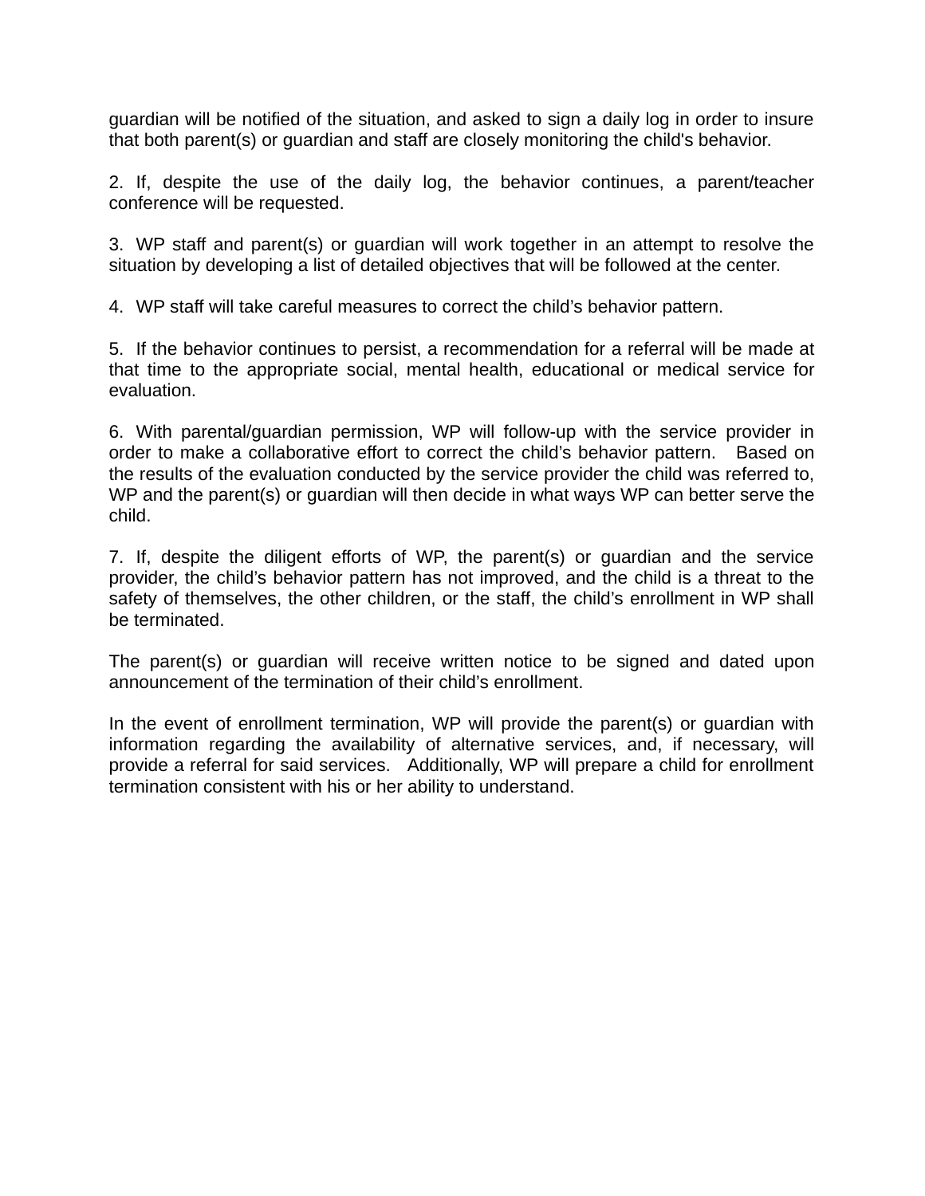guardian will be notified of the situation, and asked to sign a daily log in order to insure that both parent(s) or guardian and staff are closely monitoring the child's behavior.

2. If, despite the use of the daily log, the behavior continues, a parent/teacher conference will be requested.

3. WP staff and parent(s) or guardian will work together in an attempt to resolve the situation by developing a list of detailed objectives that will be followed at the center.

4. WP staff will take careful measures to correct the child's behavior pattern.

5. If the behavior continues to persist, a recommendation for a referral will be made at that time to the appropriate social, mental health, educational or medical service for evaluation.

6. With parental/guardian permission, WP will follow-up with the service provider in order to make a collaborative effort to correct the child's behavior pattern. Based on the results of the evaluation conducted by the service provider the child was referred to, WP and the parent(s) or guardian will then decide in what ways WP can better serve the child.

7. If, despite the diligent efforts of WP, the parent(s) or guardian and the service provider, the child's behavior pattern has not improved, and the child is a threat to the safety of themselves, the other children, or the staff, the child's enrollment in WP shall be terminated.

The parent(s) or guardian will receive written notice to be signed and dated upon announcement of the termination of their child's enrollment.

In the event of enrollment termination, WP will provide the parent(s) or guardian with information regarding the availability of alternative services, and, if necessary, will provide a referral for said services. Additionally, WP will prepare a child for enrollment termination consistent with his or her ability to understand.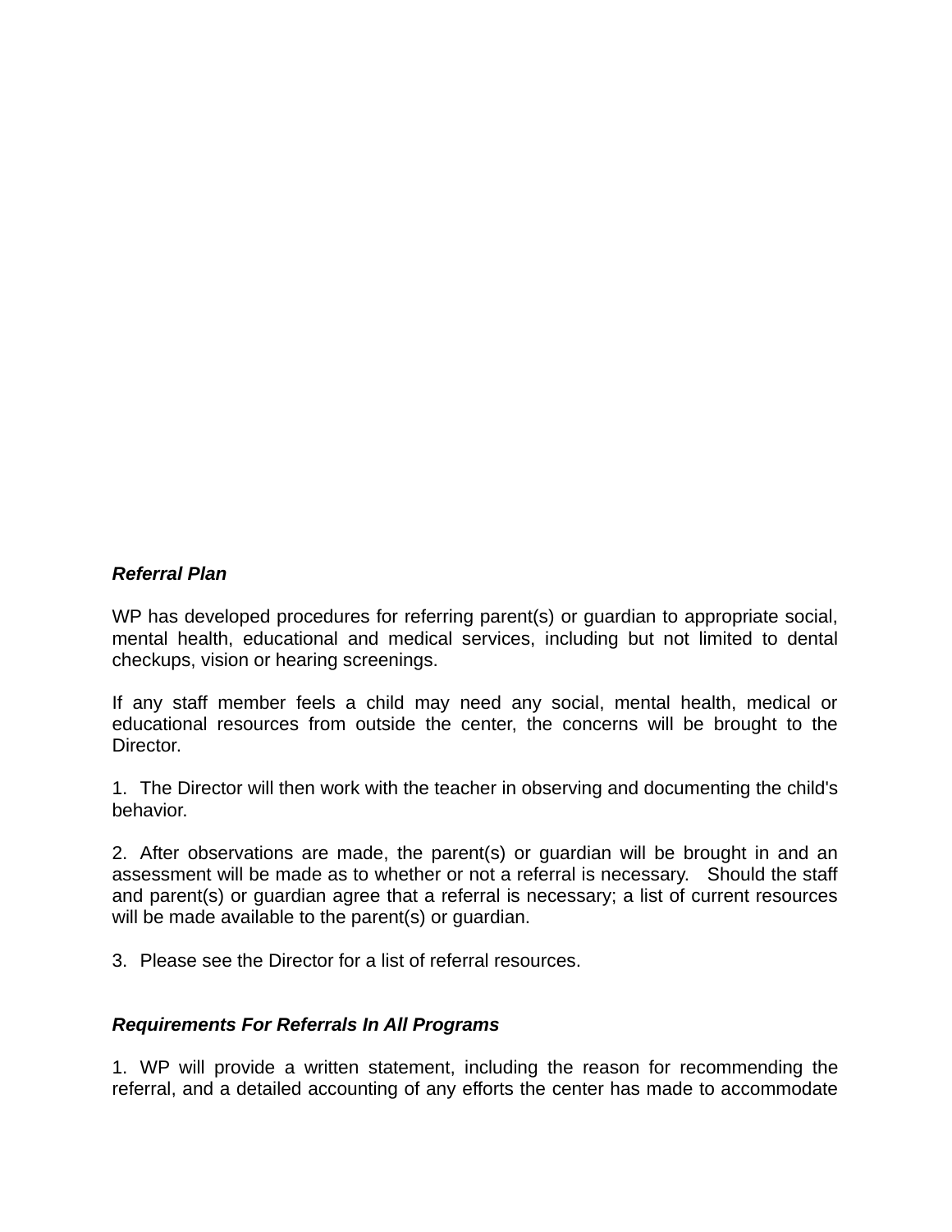***Referral Plan***

WP has developed procedures for referring parent(s) or guardian to appropriate social, mental health, educational and medical services, including but not limited to dental checkups, vision or hearing screenings.

If any staff member feels a child may need any social, mental health, medical or educational resources from outside the center, the concerns will be brought to the Director.

1. The Director will then work with the teacher in observing and documenting the child's behavior.

2. After observations are made, the parent(s) or guardian will be brought in and an assessment will be made as to whether or not a referral is necessary. Should the staff and parent(s) or guardian agree that a referral is necessary; a list of current resources will be made available to the parent(s) or guardian.

3. Please see the Director for a list of referral resources.

***Requirements For Referrals In All Programs***

1. WP will provide a written statement, including the reason for recommending the referral, and a detailed accounting of any efforts the center has made to accommodate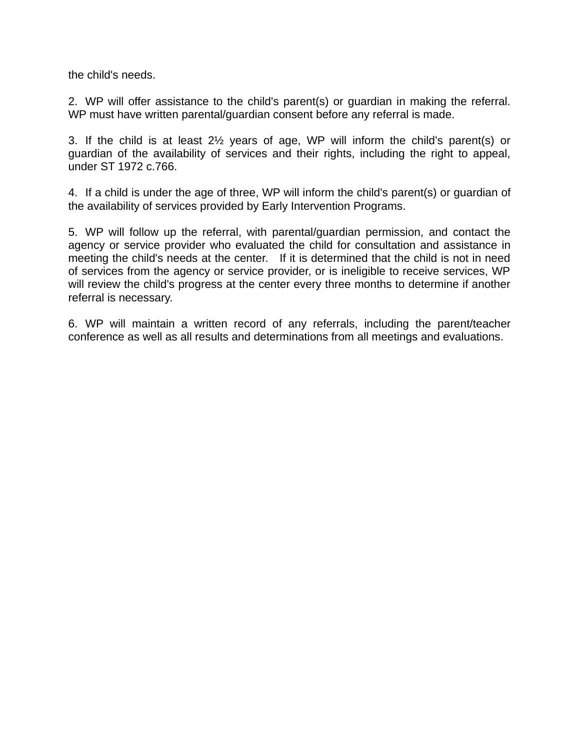the child's needs.

2. WP will offer assistance to the child's parent(s) or guardian in making the referral. WP must have written parental/guardian consent before any referral is made.

3. If the child is at least 2½ years of age, WP will inform the child's parent(s) or guardian of the availability of services and their rights, including the right to appeal, under ST 1972 c.766.

4. If a child is under the age of three, WP will inform the child's parent(s) or guardian of the availability of services provided by Early Intervention Programs.

5. WP will follow up the referral, with parental/guardian permission, and contact the agency or service provider who evaluated the child for consultation and assistance in meeting the child's needs at the center. If it is determined that the child is not in need of services from the agency or service provider, or is ineligible to receive services, WP will review the child's progress at the center every three months to determine if another referral is necessary.

6. WP will maintain a written record of any referrals, including the parent/teacher conference as well as all results and determinations from all meetings and evaluations.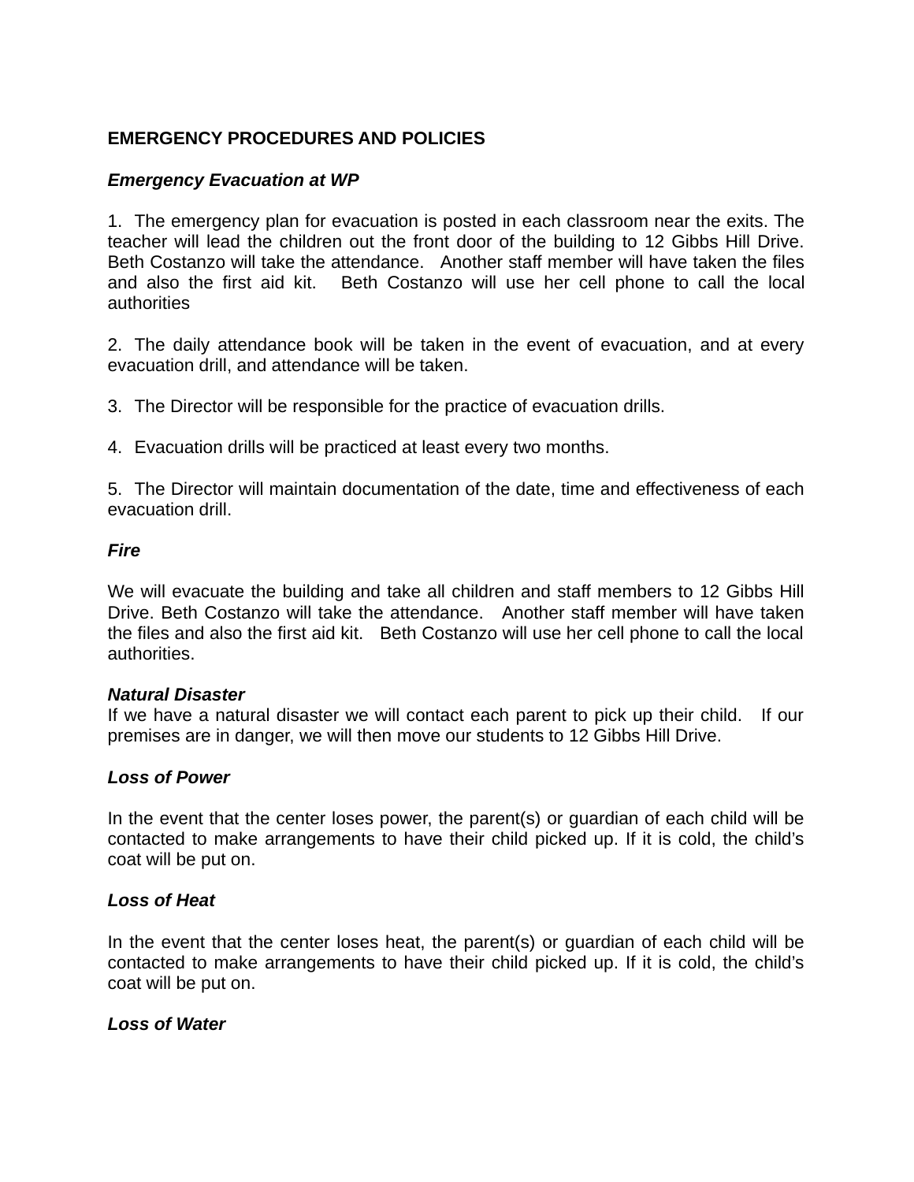**EMERGENCY PROCEDURES AND POLICIES**

***Emergency Evacuation at WP***

1. The emergency plan for evacuation is posted in each classroom near the exits. The teacher will lead the children out the front door of the building to 12 Gibbs Hill Drive. Beth Costanzo will take the attendance. Another staff member will have taken the files and also the first aid kit. Beth Costanzo will use her cell phone to call the local authorities

2. The daily attendance book will be taken in the event of evacuation, and at every evacuation drill, and attendance will be taken.

3. The Director will be responsible for the practice of evacuation drills.

4. Evacuation drills will be practiced at least every two months.

5. The Director will maintain documentation of the date, time and effectiveness of each evacuation drill.

***Fire***

We will evacuate the building and take all children and staff members to 12 Gibbs Hill Drive. Beth Costanzo will take the attendance. Another staff member will have taken the files and also the first aid kit. Beth Costanzo will use her cell phone to call the local authorities.

***Natural Disaster***

If we have a natural disaster we will contact each parent to pick up their child. If our premises are in danger, we will then move our students to 12 Gibbs Hill Drive.

***Loss of Power***

In the event that the center loses power, the parent(s) or guardian of each child will be contacted to make arrangements to have their child picked up. If it is cold, the child's coat will be put on.

***Loss of Heat***

In the event that the center loses heat, the parent(s) or guardian of each child will be contacted to make arrangements to have their child picked up. If it is cold, the child's coat will be put on.

***Loss of Water***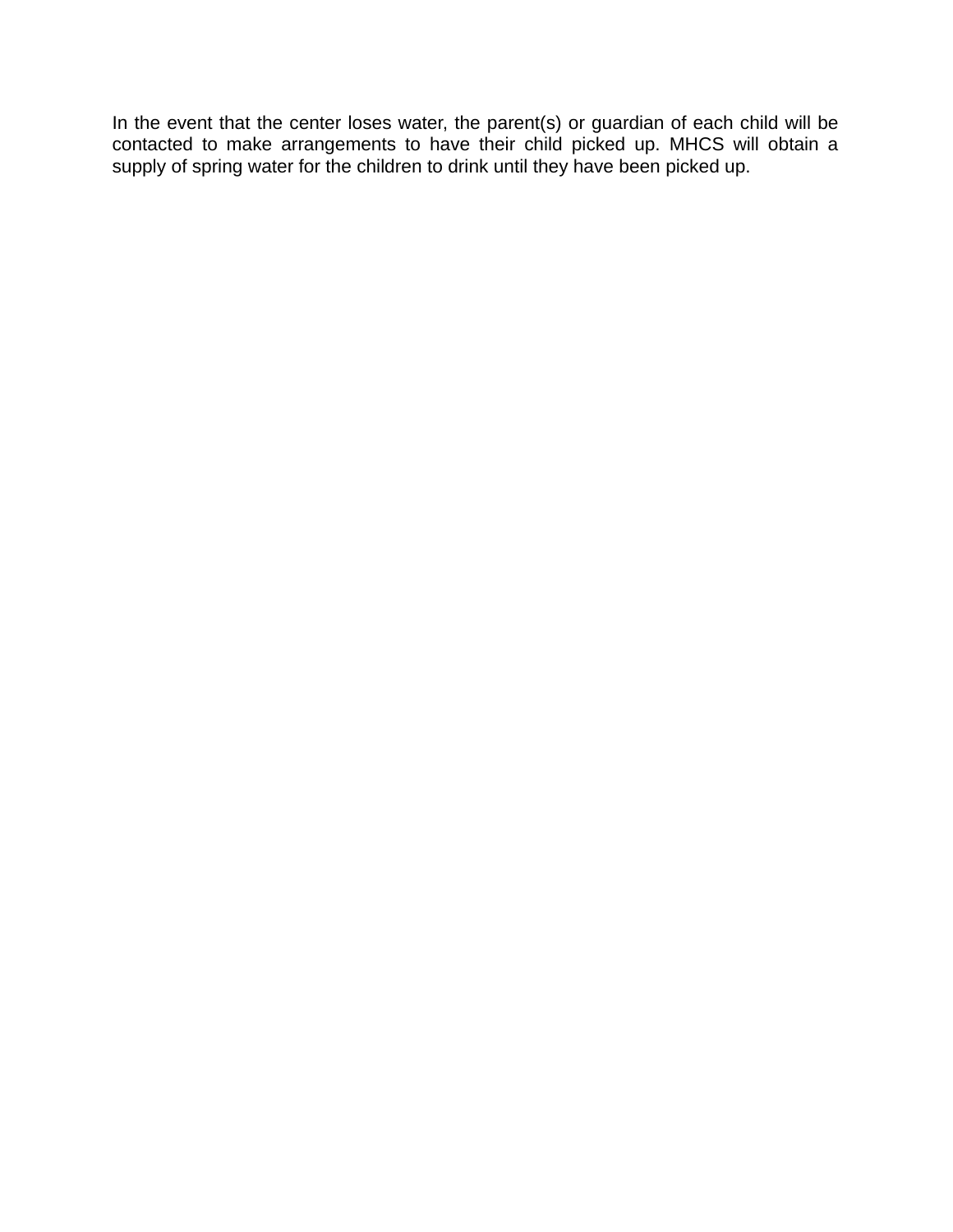In the event that the center loses water, the parent(s) or guardian of each child will be contacted to make arrangements to have their child picked up. MHCS will obtain a supply of spring water for the children to drink until they have been picked up.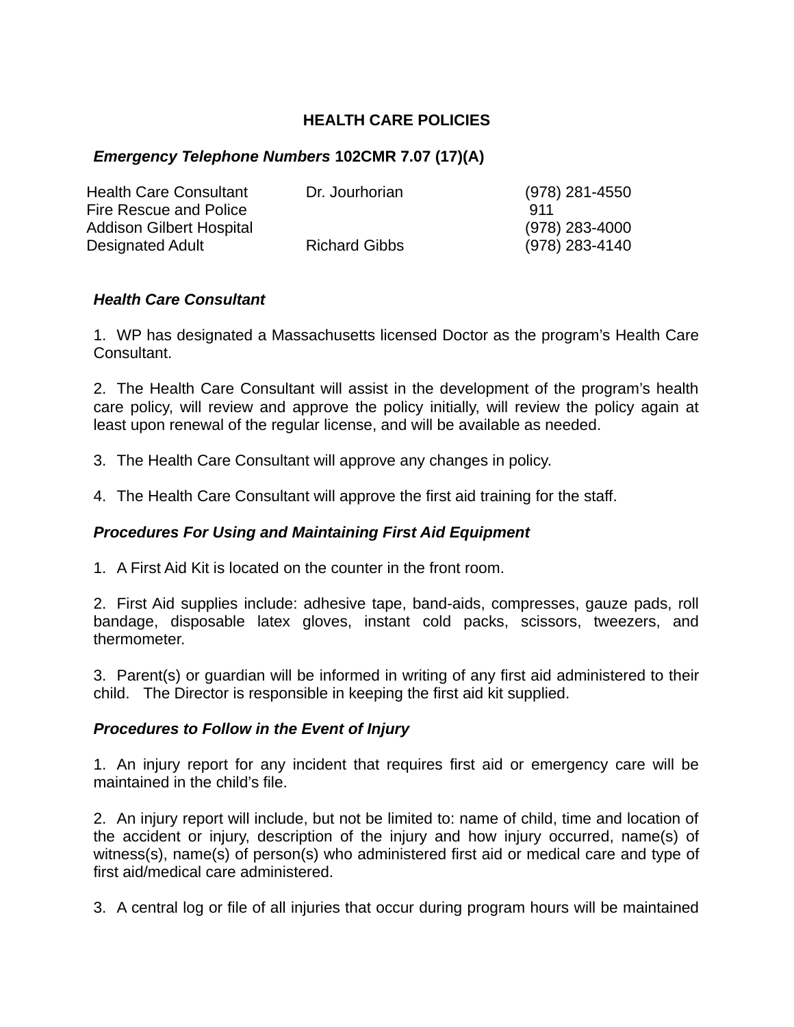**HEALTH CARE POLICIES**

***Emergency Telephone Numbers*** **102CMR 7.07 (17)(A)**

| | | |
|---|---|---|
| Health Care Consultant | Dr. Jourhorian | (978) 281-4550 |
| Fire Rescue and Police | | 911 |
| Addison Gilbert Hospital | | (978) 283-4000 |
| Designated Adult | Richard Gibbs | (978) 283-4140 |

***Health Care Consultant***

1. WP has designated a Massachusetts licensed Doctor as the program's Health Care Consultant.

2. The Health Care Consultant will assist in the development of the program's health care policy, will review and approve the policy initially, will review the policy again at least upon renewal of the regular license, and will be available as needed.

3. The Health Care Consultant will approve any changes in policy.

4. The Health Care Consultant will approve the first aid training for the staff.

***Procedures For Using and Maintaining First Aid Equipment***

1. A First Aid Kit is located on the counter in the front room.

2. First Aid supplies include: adhesive tape, band-aids, compresses, gauze pads, roll bandage, disposable latex gloves, instant cold packs, scissors, tweezers, and thermometer.

3. Parent(s) or guardian will be informed in writing of any first aid administered to their child. The Director is responsible in keeping the first aid kit supplied.

***Procedures to Follow in the Event of Injury***

1. An injury report for any incident that requires first aid or emergency care will be maintained in the child's file.

2. An injury report will include, but not be limited to: name of child, time and location of the accident or injury, description of the injury and how injury occurred, name(s) of witness(s), name(s) of person(s) who administered first aid or medical care and type of first aid/medical care administered.

3. A central log or file of all injuries that occur during program hours will be maintained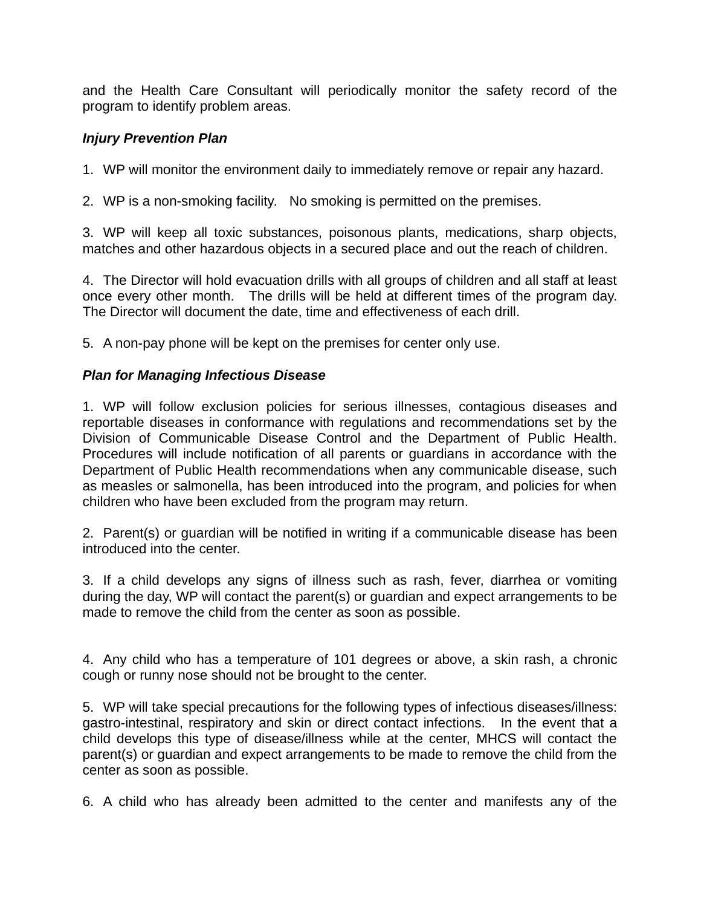and the Health Care Consultant will periodically monitor the safety record of the program to identify problem areas.

***Injury Prevention Plan***

1. WP will monitor the environment daily to immediately remove or repair any hazard.

2. WP is a non-smoking facility. No smoking is permitted on the premises.

3. WP will keep all toxic substances, poisonous plants, medications, sharp objects, matches and other hazardous objects in a secured place and out the reach of children.

4. The Director will hold evacuation drills with all groups of children and all staff at least once every other month. The drills will be held at different times of the program day. The Director will document the date, time and effectiveness of each drill.

5. A non-pay phone will be kept on the premises for center only use.

***Plan for Managing Infectious Disease***

1. WP will follow exclusion policies for serious illnesses, contagious diseases and reportable diseases in conformance with regulations and recommendations set by the Division of Communicable Disease Control and the Department of Public Health. Procedures will include notification of all parents or guardians in accordance with the Department of Public Health recommendations when any communicable disease, such as measles or salmonella, has been introduced into the program, and policies for when children who have been excluded from the program may return.

2. Parent(s) or guardian will be notified in writing if a communicable disease has been introduced into the center.

3. If a child develops any signs of illness such as rash, fever, diarrhea or vomiting during the day, WP will contact the parent(s) or guardian and expect arrangements to be made to remove the child from the center as soon as possible.

4. Any child who has a temperature of 101 degrees or above, a skin rash, a chronic cough or runny nose should not be brought to the center.

5. WP will take special precautions for the following types of infectious diseases/illness: gastro-intestinal, respiratory and skin or direct contact infections. In the event that a child develops this type of disease/illness while at the center, MHCS will contact the parent(s) or guardian and expect arrangements to be made to remove the child from the center as soon as possible.

6. A child who has already been admitted to the center and manifests any of the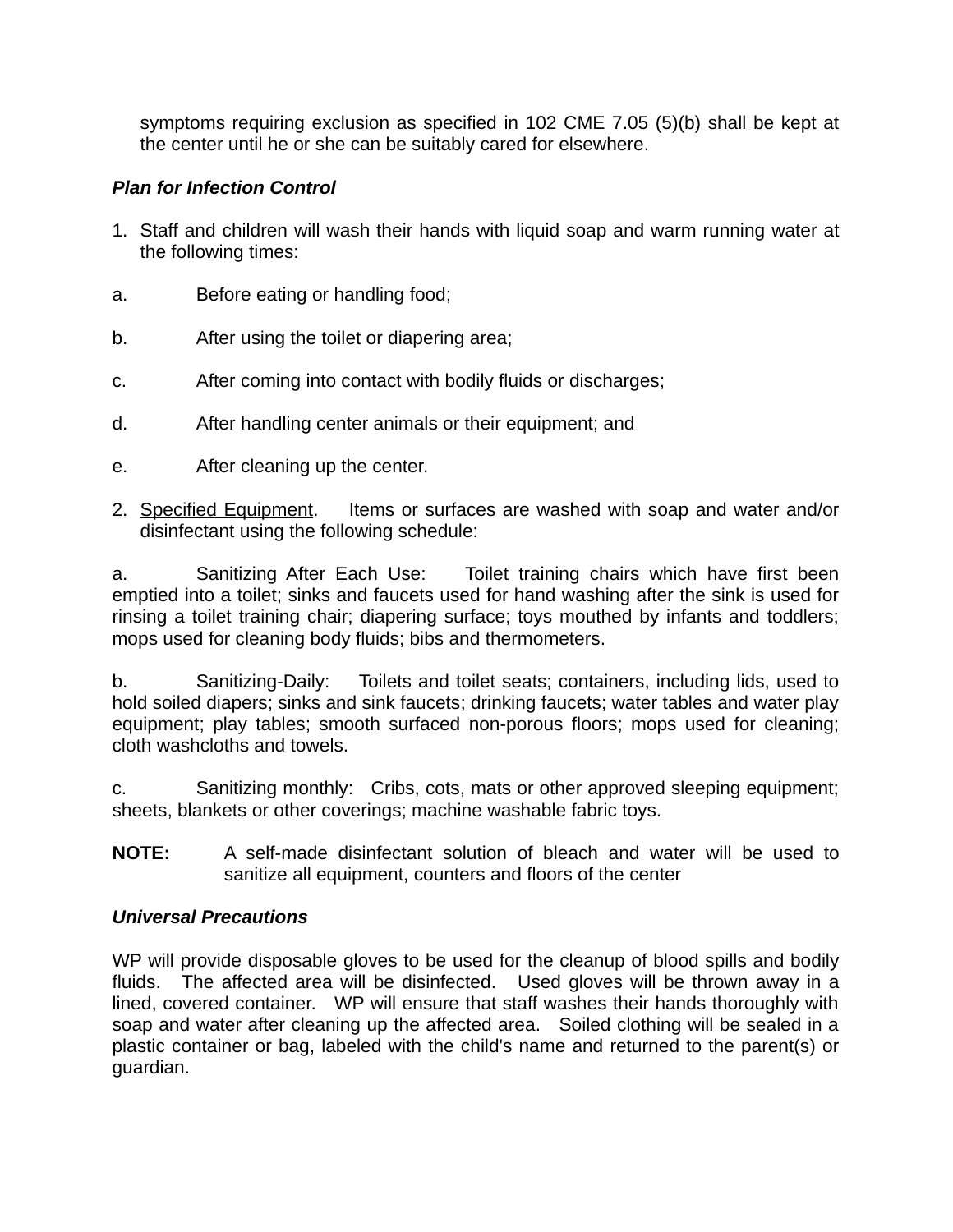symptoms requiring exclusion as specified in 102 CME 7.05 (5)(b) shall be kept at the center until he or she can be suitably cared for elsewhere.

***Plan for Infection Control***

1. Staff and children will wash their hands with liquid soap and warm running water at the following times:

a. Before eating or handling food;

b. After using the toilet or diapering area;

c. After coming into contact with bodily fluids or discharges;

d. After handling center animals or their equipment; and

e. After cleaning up the center.

2. Specified Equipment. Items or surfaces are washed with soap and water and/or disinfectant using the following schedule:

a. Sanitizing After Each Use: Toilet training chairs which have first been emptied into a toilet; sinks and faucets used for hand washing after the sink is used for rinsing a toilet training chair; diapering surface; toys mouthed by infants and toddlers; mops used for cleaning body fluids; bibs and thermometers.

b. Sanitizing-Daily: Toilets and toilet seats; containers, including lids, used to hold soiled diapers; sinks and sink faucets; drinking faucets; water tables and water play equipment; play tables; smooth surfaced non-porous floors; mops used for cleaning; cloth washcloths and towels.

c. Sanitizing monthly: Cribs, cots, mats or other approved sleeping equipment; sheets, blankets or other coverings; machine washable fabric toys.

**NOTE:** A self-made disinfectant solution of bleach and water will be used to sanitize all equipment, counters and floors of the center

***Universal Precautions***

WP will provide disposable gloves to be used for the cleanup of blood spills and bodily fluids. The affected area will be disinfected. Used gloves will be thrown away in a lined, covered container. WP will ensure that staff washes their hands thoroughly with soap and water after cleaning up the affected area. Soiled clothing will be sealed in a plastic container or bag, labeled with the child's name and returned to the parent(s) or guardian.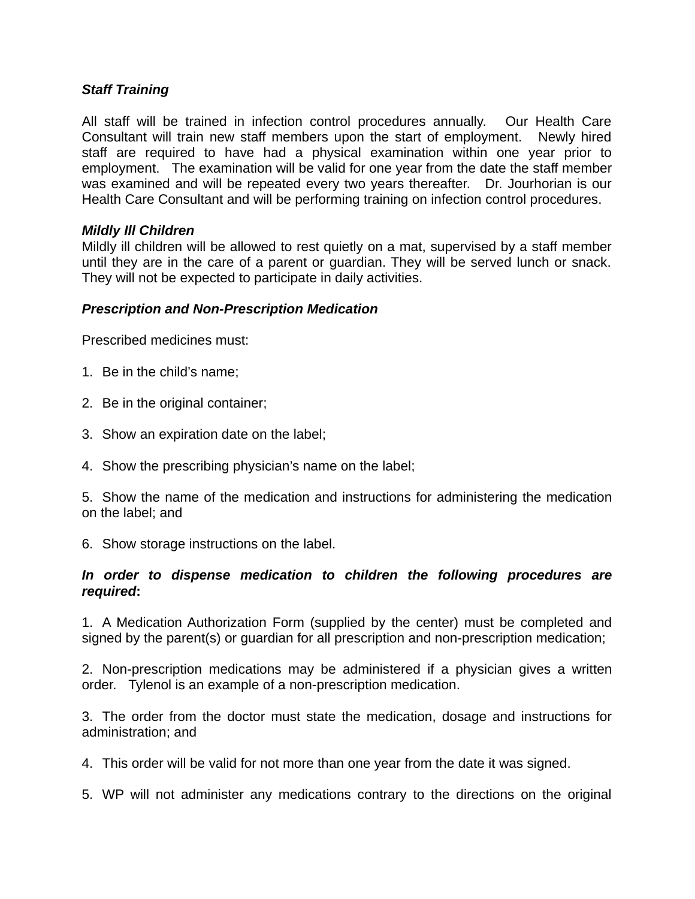***Staff Training***

All staff will be trained in infection control procedures annually. Our Health Care Consultant will train new staff members upon the start of employment. Newly hired staff are required to have had a physical examination within one year prior to employment. The examination will be valid for one year from the date the staff member was examined and will be repeated every two years thereafter. Dr. Jourhorian is our Health Care Consultant and will be performing training on infection control procedures.

***Mildly Ill Children***

Mildly ill children will be allowed to rest quietly on a mat, supervised by a staff member until they are in the care of a parent or guardian. They will be served lunch or snack. They will not be expected to participate in daily activities.

***Prescription and Non-Prescription Medication***

Prescribed medicines must:

1. Be in the child's name;

2. Be in the original container;

3. Show an expiration date on the label;

4. Show the prescribing physician's name on the label;

5. Show the name of the medication and instructions for administering the medication on the label; and

6. Show storage instructions on the label.

***In order to dispense medication to children the following procedures are required*:**

1. A Medication Authorization Form (supplied by the center) must be completed and signed by the parent(s) or guardian for all prescription and non-prescription medication;

2. Non-prescription medications may be administered if a physician gives a written order. Tylenol is an example of a non-prescription medication.

3. The order from the doctor must state the medication, dosage and instructions for administration; and

4. This order will be valid for not more than one year from the date it was signed.

5. WP will not administer any medications contrary to the directions on the original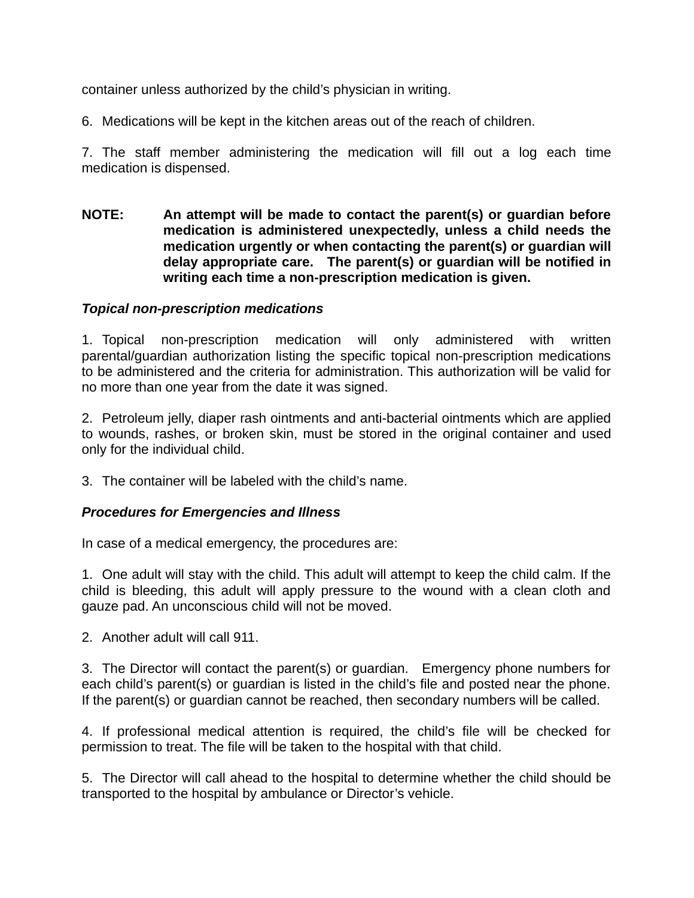container unless authorized by the child's physician in writing.

6. Medications will be kept in the kitchen areas out of the reach of children.

7. The staff member administering the medication will fill out a log each time medication is dispensed.

**NOTE: An attempt will be made to contact the parent(s) or guardian before medication is administered unexpectedly, unless a child needs the medication urgently or when contacting the parent(s) or guardian will delay appropriate care. The parent(s) or guardian will be notified in writing each time a non-prescription medication is given.**

***Topical non-prescription medications***

1. Topical non-prescription medication will only administered with written parental/guardian authorization listing the specific topical non-prescription medications to be administered and the criteria for administration. This authorization will be valid for no more than one year from the date it was signed.

2. Petroleum jelly, diaper rash ointments and anti-bacterial ointments which are applied to wounds, rashes, or broken skin, must be stored in the original container and used only for the individual child.

3. The container will be labeled with the child's name.

***Procedures for Emergencies and Illness***

In case of a medical emergency, the procedures are:

1. One adult will stay with the child. This adult will attempt to keep the child calm. If the child is bleeding, this adult will apply pressure to the wound with a clean cloth and gauze pad. An unconscious child will not be moved.

2. Another adult will call 911.

3. The Director will contact the parent(s) or guardian. Emergency phone numbers for each child's parent(s) or guardian is listed in the child's file and posted near the phone. If the parent(s) or guardian cannot be reached, then secondary numbers will be called.

4. If professional medical attention is required, the child's file will be checked for permission to treat. The file will be taken to the hospital with that child.

5. The Director will call ahead to the hospital to determine whether the child should be transported to the hospital by ambulance or Director's vehicle.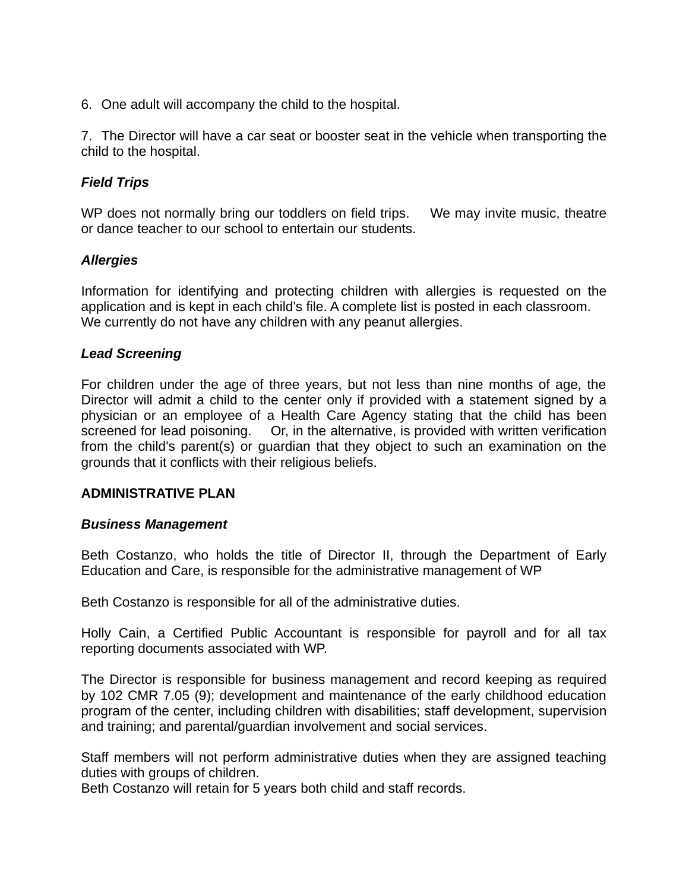6. One adult will accompany the child to the hospital.

7. The Director will have a car seat or booster seat in the vehicle when transporting the child to the hospital.

***Field Trips***

WP does not normally bring our toddlers on field trips. We may invite music, theatre or dance teacher to our school to entertain our students.

***Allergies***

Information for identifying and protecting children with allergies is requested on the application and is kept in each child's file. A complete list is posted in each classroom. We currently do not have any children with any peanut allergies.

***Lead Screening***

For children under the age of three years, but not less than nine months of age, the Director will admit a child to the center only if provided with a statement signed by a physician or an employee of a Health Care Agency stating that the child has been screened for lead poisoning. Or, in the alternative, is provided with written verification from the child's parent(s) or guardian that they object to such an examination on the grounds that it conflicts with their religious beliefs.

**ADMINISTRATIVE PLAN**

***Business Management***

Beth Costanzo, who holds the title of Director II, through the Department of Early Education and Care, is responsible for the administrative management of WP

Beth Costanzo is responsible for all of the administrative duties.

Holly Cain, a Certified Public Accountant is responsible for payroll and for all tax reporting documents associated with WP.

The Director is responsible for business management and record keeping as required by 102 CMR 7.05 (9); development and maintenance of the early childhood education program of the center, including children with disabilities; staff development, supervision and training; and parental/guardian involvement and social services.

Staff members will not perform administrative duties when they are assigned teaching duties with groups of children.
Beth Costanzo will retain for 5 years both child and staff records.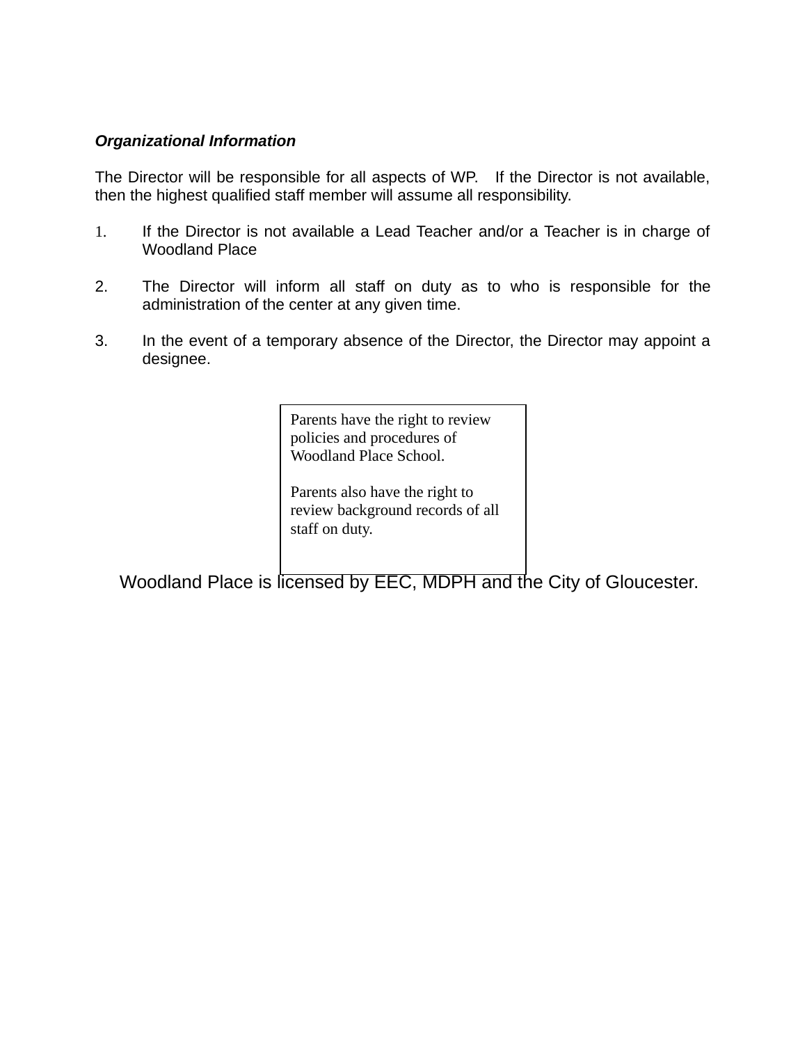***Organizational Information***

The Director will be responsible for all aspects of WP. If the Director is not available, then the highest qualified staff member will assume all responsibility.

1. If the Director is not available a Lead Teacher and/or a Teacher is in charge of Woodland Place

2. The Director will inform all staff on duty as to who is responsible for the administration of the center at any given time.

3. In the event of a temporary absence of the Director, the Director may appoint a designee.

Parents have the right to review policies and procedures of Woodland Place School.

Parents also have the right to review background records of all staff on duty.

Woodland Place is licensed by EEC, MDPH and the City of Gloucester.